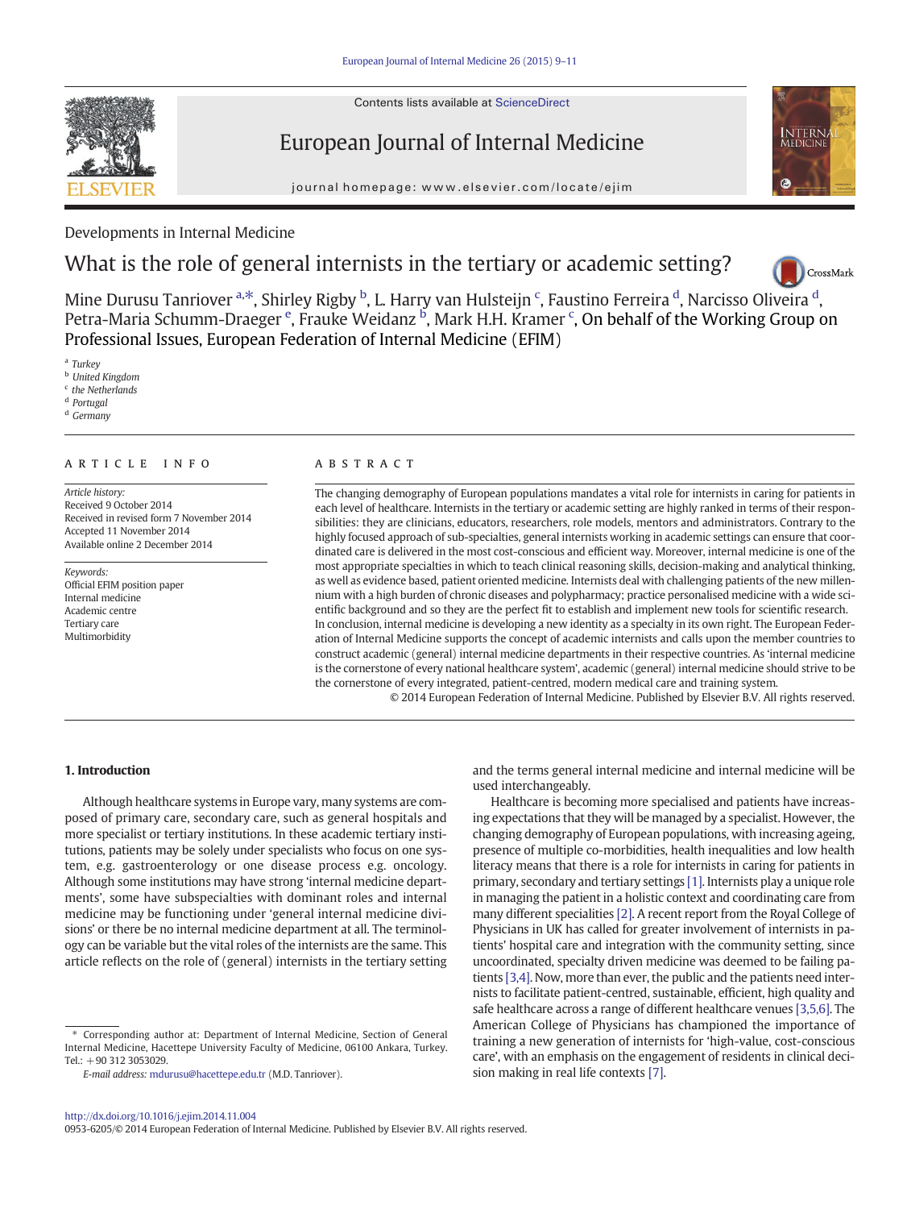Developments in Internal Medicine

# What is the role of general internists in the tertiary or academic setting?

Mine Durusu Tanriover [a,*], Shirley Rigby [b], L. Harry van Hulsteijn [c], Faustino Ferreira [d], Narcisso Oliveira [d], Petra-Maria Schumm-Draeger [e], Frauke Weidanz [b], Mark H.H. Kramer [c], On behalf of the Working Group on Professional Issues, European Federation of Internal Medicine (EFIM)

[a] *Turkey*
[b] *United Kingdom*
[c] *the Netherlands*
[d] *Portugal*
[d] *Germany*

ARTICLE INFO

*Article history:*
Received 9 October 2014
Received in revised form 7 November 2014
Accepted 11 November 2014
Available online 2 December 2014

*Keywords:*
Official EFIM position paper
Internal medicine
Academic centre
Tertiary care
Multimorbidity

ABSTRACT

The changing demography of European populations mandates a vital role for internists in caring for patients in each level of healthcare. Internists in the tertiary or academic setting are highly ranked in terms of their responsibilities: they are clinicians, educators, researchers, role models, mentors and administrators. Contrary to the highly focused approach of sub-specialties, general internists working in academic settings can ensure that coordinated care is delivered in the most cost-conscious and efficient way. Moreover, internal medicine is one of the most appropriate specialties in which to teach clinical reasoning skills, decision-making and analytical thinking, as well as evidence based, patient oriented medicine. Internists deal with challenging patients of the new millennium with a high burden of chronic diseases and polypharmacy; practice personalised medicine with a wide scientific background and so they are the perfect fit to establish and implement new tools for scientific research. In conclusion, internal medicine is developing a new identity as a specialty in its own right. The European Federation of Internal Medicine supports the concept of academic internists and calls upon the member countries to construct academic (general) internal medicine departments in their respective countries. As 'internal medicine is the cornerstone of every national healthcare system', academic (general) internal medicine should strive to be the cornerstone of every integrated, patient-centred, modern medical care and training system.

© 2014 European Federation of Internal Medicine. Published by Elsevier B.V. All rights reserved.

## 1. Introduction

Although healthcare systems in Europe vary, many systems are composed of primary care, secondary care, such as general hospitals and more specialist or tertiary institutions. In these academic tertiary institutions, patients may be solely under specialists who focus on one system, e.g. gastroenterology or one disease process e.g. oncology. Although some institutions may have strong 'internal medicine departments', some have subspecialties with dominant roles and internal medicine may be functioning under 'general internal medicine divisions' or there be no internal medicine department at all. The terminology can be variable but the vital roles of the internists are the same. This article reflects on the role of (general) internists in the tertiary setting and the terms general internal medicine and internal medicine will be used interchangeably.

Healthcare is becoming more specialised and patients have increasing expectations that they will be managed by a specialist. However, the changing demography of European populations, with increasing ageing, presence of multiple co-morbidities, health inequalities and low health literacy means that there is a role for internists in caring for patients in primary, secondary and tertiary settings [1]. Internists play a unique role in managing the patient in a holistic context and coordinating care from many different specialities [2]. A recent report from the Royal College of Physicians in UK has called for greater involvement of internists in patients' hospital care and integration with the community setting, since uncoordinated, specialty driven medicine was deemed to be failing patients [3,4]. Now, more than ever, the public and the patients need internists to facilitate patient-centred, sustainable, efficient, high quality and safe healthcare across a range of different healthcare venues [3,5,6]. The American College of Physicians has championed the importance of training a new generation of internists for 'high-value, cost-conscious care', with an emphasis on the engagement of residents in clinical decision making in real life contexts [7].

* Corresponding author at: Department of Internal Medicine, Section of General Internal Medicine, Hacettepe University Faculty of Medicine, 06100 Ankara, Turkey. Tel.: +90 312 3053029.

*E-mail address:* mdurusu@hacettepe.edu.tr (M.D. Tanriover).

http://dx.doi.org/10.1016/j.ejim.2014.11.004
0953-6205/© 2014 European Federation of Internal Medicine. Published by Elsevier B.V. All rights reserved.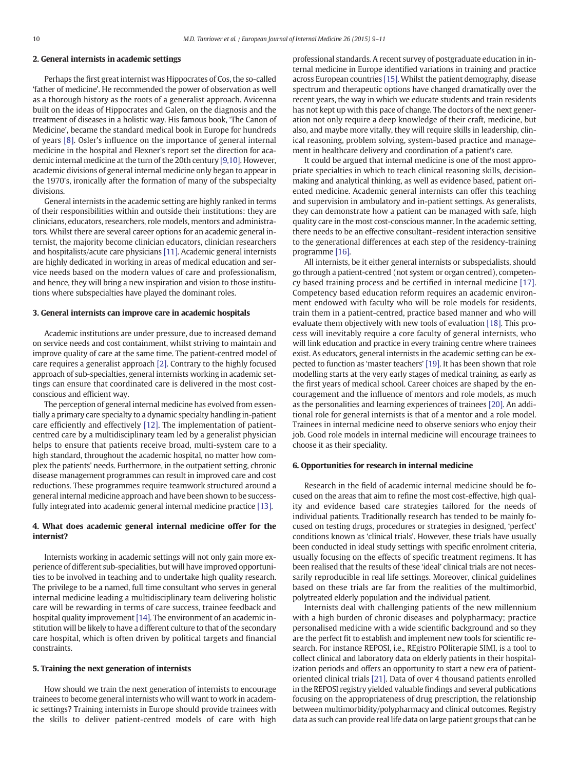## 2. General internists in academic settings

Perhaps the first great internist was Hippocrates of Cos, the so-called 'father of medicine'. He recommended the power of observation as well as a thorough history as the roots of a generalist approach. Avicenna built on the ideas of Hippocrates and Galen, on the diagnosis and the treatment of diseases in a holistic way. His famous book, 'The Canon of Medicine', became the standard medical book in Europe for hundreds of years [8]. Osler's influence on the importance of general internal medicine in the hospital and Flexner's report set the direction for academic internal medicine at the turn of the 20th century [9,10]. However, academic divisions of general internal medicine only began to appear in the 1970's, ironically after the formation of many of the subspecialty divisions.

General internists in the academic setting are highly ranked in terms of their responsibilities within and outside their institutions: they are clinicians, educators, researchers, role models, mentors and administrators. Whilst there are several career options for an academic general internist, the majority become clinician educators, clinician researchers and hospitalists/acute care physicians [11]. Academic general internists are highly dedicated in working in areas of medical education and service needs based on the modern values of care and professionalism, and hence, they will bring a new inspiration and vision to those institutions where subspecialties have played the dominant roles.

## 3. General internists can improve care in academic hospitals

Academic institutions are under pressure, due to increased demand on service needs and cost containment, whilst striving to maintain and improve quality of care at the same time. The patient-centred model of care requires a generalist approach [2]. Contrary to the highly focused approach of sub-specialties, general internists working in academic settings can ensure that coordinated care is delivered in the most cost-conscious and efficient way.

The perception of general internal medicine has evolved from essentially a primary care specialty to a dynamic specialty handling in-patient care efficiently and effectively [12]. The implementation of patient-centred care by a multidisciplinary team led by a generalist physician helps to ensure that patients receive broad, multi-system care to a high standard, throughout the academic hospital, no matter how complex the patients' needs. Furthermore, in the outpatient setting, chronic disease management programmes can result in improved care and cost reductions. These programmes require teamwork structured around a general internal medicine approach and have been shown to be successfully integrated into academic general internal medicine practice [13].

## 4. What does academic general internal medicine offer for the internist?

Internists working in academic settings will not only gain more experience of different sub-specialities, but will have improved opportunities to be involved in teaching and to undertake high quality research. The privilege to be a named, full time consultant who serves in general internal medicine leading a multidisciplinary team delivering holistic care will be rewarding in terms of care success, trainee feedback and hospital quality improvement [14]. The environment of an academic institution will be likely to have a different culture to that of the secondary care hospital, which is often driven by political targets and financial constraints.

## 5. Training the next generation of internists

How should we train the next generation of internists to encourage trainees to become general internists who will want to work in academic settings? Training internists in Europe should provide trainees with the skills to deliver patient-centred models of care with high professional standards. A recent survey of postgraduate education in internal medicine in Europe identified variations in training and practice across European countries [15]. Whilst the patient demography, disease spectrum and therapeutic options have changed dramatically over the recent years, the way in which we educate students and train residents has not kept up with this pace of change. The doctors of the next generation not only require a deep knowledge of their craft, medicine, but also, and maybe more vitally, they will require skills in leadership, clinical reasoning, problem solving, system-based practice and management in healthcare delivery and coordination of a patient's care.

It could be argued that internal medicine is one of the most appropriate specialties in which to teach clinical reasoning skills, decision-making and analytical thinking, as well as evidence based, patient oriented medicine. Academic general internists can offer this teaching and supervision in ambulatory and in-patient settings. As generalists, they can demonstrate how a patient can be managed with safe, high quality care in the most cost-conscious manner. In the academic setting, there needs to be an effective consultant–resident interaction sensitive to the generational differences at each step of the residency-training programme [16].

All internists, be it either general internists or subspecialists, should go through a patient-centred (not system or organ centred), competency based training process and be certified in internal medicine [17]. Competency based education reform requires an academic environment endowed with faculty who will be role models for residents, train them in a patient-centred, practice based manner and who will evaluate them objectively with new tools of evaluation [18]. This process will inevitably require a core faculty of general internists, who will link education and practice in every training centre where trainees exist. As educators, general internists in the academic setting can be expected to function as 'master teachers' [19]. It has been shown that role modelling starts at the very early stages of medical training, as early as the first years of medical school. Career choices are shaped by the encouragement and the influence of mentors and role models, as much as the personalities and learning experiences of trainees [20]. An additional role for general internists is that of a mentor and a role model. Trainees in internal medicine need to observe seniors who enjoy their job. Good role models in internal medicine will encourage trainees to choose it as their speciality.

## 6. Opportunities for research in internal medicine

Research in the field of academic internal medicine should be focused on the areas that aim to refine the most cost-effective, high quality and evidence based care strategies tailored for the needs of individual patients. Traditionally research has tended to be mainly focused on testing drugs, procedures or strategies in designed, 'perfect' conditions known as 'clinical trials'. However, these trials have usually been conducted in ideal study settings with specific enrolment criteria, usually focusing on the effects of specific treatment regimens. It has been realised that the results of these 'ideal' clinical trials are not necessarily reproducible in real life settings. Moreover, clinical guidelines based on these trials are far from the realities of the multimorbid, polytreated elderly population and the individual patient.

Internists deal with challenging patients of the new millennium with a high burden of chronic diseases and polypharmacy; practice personalised medicine with a wide scientific background and so they are the perfect fit to establish and implement new tools for scientific research. For instance REPOSI, i.e., REgistro POliterapie SIMI, is a tool to collect clinical and laboratory data on elderly patients in their hospitalization periods and offers an opportunity to start a new era of patient-oriented clinical trials [21]. Data of over 4 thousand patients enrolled in the REPOSI registry yielded valuable findings and several publications focusing on the appropriateness of drug prescription, the relationship between multimorbidity/polypharmacy and clinical outcomes. Registry data as such can provide real life data on large patient groups that can be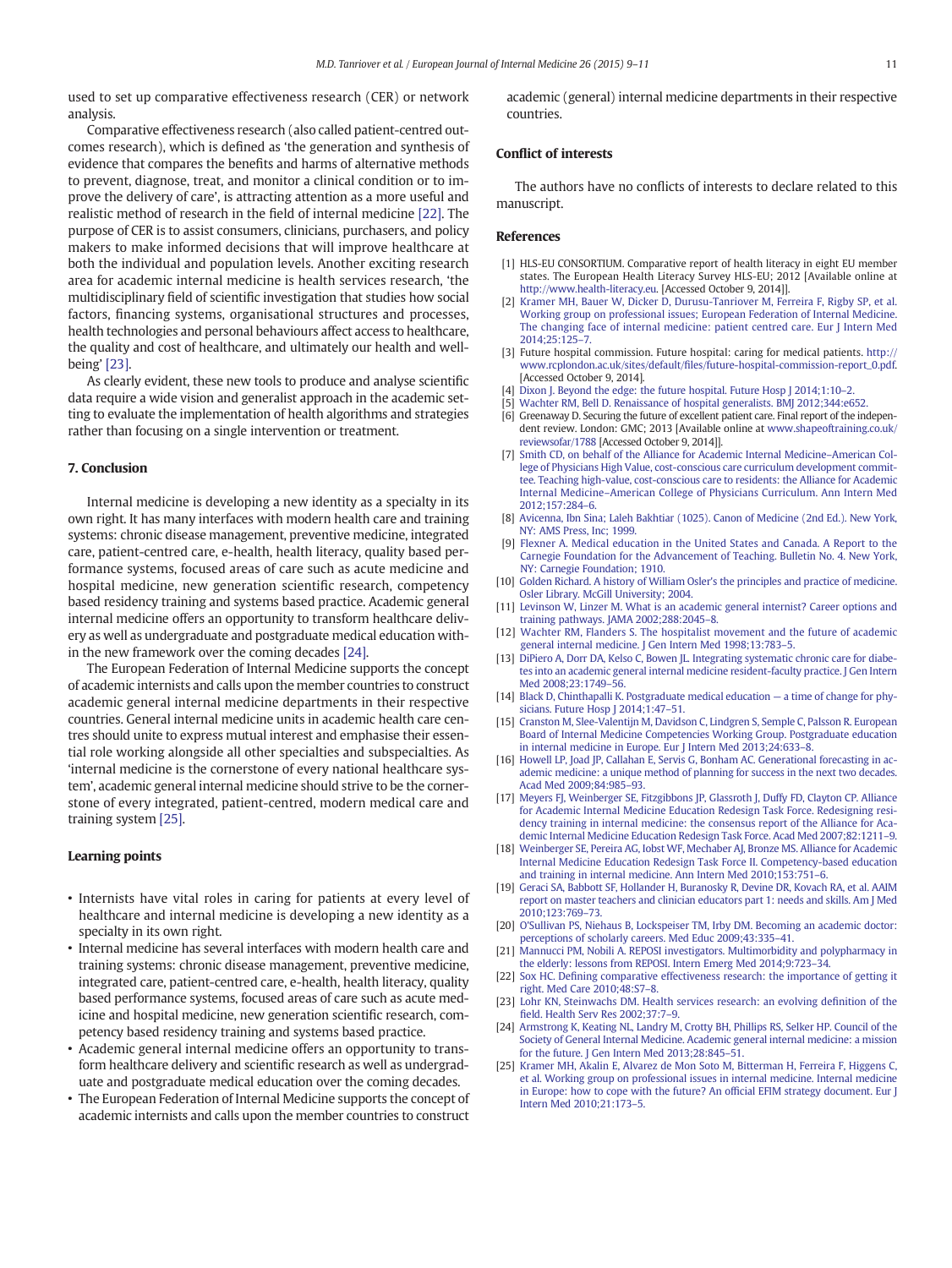used to set up comparative effectiveness research (CER) or network analysis.

Comparative effectiveness research (also called patient-centred outcomes research), which is defined as 'the generation and synthesis of evidence that compares the benefits and harms of alternative methods to prevent, diagnose, treat, and monitor a clinical condition or to improve the delivery of care', is attracting attention as a more useful and realistic method of research in the field of internal medicine [22]. The purpose of CER is to assist consumers, clinicians, purchasers, and policy makers to make informed decisions that will improve healthcare at both the individual and population levels. Another exciting research area for academic internal medicine is health services research, 'the multidisciplinary field of scientific investigation that studies how social factors, financing systems, organisational structures and processes, health technologies and personal behaviours affect access to healthcare, the quality and cost of healthcare, and ultimately our health and well-being' [23].

As clearly evident, these new tools to produce and analyse scientific data require a wide vision and generalist approach in the academic setting to evaluate the implementation of health algorithms and strategies rather than focusing on a single intervention or treatment.

## 7. Conclusion

Internal medicine is developing a new identity as a specialty in its own right. It has many interfaces with modern health care and training systems: chronic disease management, preventive medicine, integrated care, patient-centred care, e-health, health literacy, quality based performance systems, focused areas of care such as acute medicine and hospital medicine, new generation scientific research, competency based residency training and systems based practice. Academic general internal medicine offers an opportunity to transform healthcare delivery as well as undergraduate and postgraduate medical education within the new framework over the coming decades [24].

The European Federation of Internal Medicine supports the concept of academic internists and calls upon the member countries to construct academic general internal medicine departments in their respective countries. General internal medicine units in academic health care centres should unite to express mutual interest and emphasise their essential role working alongside all other specialties and subspecialties. As 'internal medicine is the cornerstone of every national healthcare system', academic general internal medicine should strive to be the cornerstone of every integrated, patient-centred, modern medical care and training system [25].

## Learning points

- Internists have vital roles in caring for patients at every level of healthcare and internal medicine is developing a new identity as a specialty in its own right.
- Internal medicine has several interfaces with modern health care and training systems: chronic disease management, preventive medicine, integrated care, patient-centred care, e-health, health literacy, quality based performance systems, focused areas of care such as acute medicine and hospital medicine, new generation scientific research, competency based residency training and systems based practice.
- Academic general internal medicine offers an opportunity to transform healthcare delivery and scientific research as well as undergraduate and postgraduate medical education over the coming decades.
- The European Federation of Internal Medicine supports the concept of academic internists and calls upon the member countries to construct academic (general) internal medicine departments in their respective countries.

## Conflict of interests

The authors have no conflicts of interests to declare related to this manuscript.

## References

[1] HLS-EU CONSORTIUM. Comparative report of health literacy in eight EU member states. The European Health Literacy Survey HLS-EU; 2012 [Available online at http://www.health-literacy.eu. [Accessed October 9, 2014]].

[2] Kramer MH, Bauer W, Dicker D, Durusu-Tanriover M, Ferreira F, Rigby SP, et al. Working group on professional issues; European Federation of Internal Medicine. The changing face of internal medicine: patient centred care. Eur J Intern Med 2014;25:125–7.

[3] Future hospital commission. Future hospital: caring for medical patients. http://www.rcplondon.ac.uk/sites/default/files/future-hospital-commission-report_0.pdf. [Accessed October 9, 2014].

[4] Dixon J. Beyond the edge: the future hospital. Future Hosp J 2014;1:10–2.

[5] Wachter RM, Bell D. Renaissance of hospital generalists. BMJ 2012;344:e652.

[6] Greenaway D. Securing the future of excellent patient care. Final report of the independent review. London: GMC; 2013 [Available online at www.shapeoftraining.co.uk/reviewsofar/1788 [Accessed October 9, 2014]].

[7] Smith CD, on behalf of the Alliance for Academic Internal Medicine–American College of Physicians High Value, cost-conscious care curriculum development committee. Teaching high-value, cost-conscious care to residents: the Alliance for Academic Internal Medicine–American College of Physicians Curriculum. Ann Intern Med 2012;157:284–6.

[8] Avicenna, Ibn Sina; Laleh Bakhtiar (1025). Canon of Medicine (2nd Ed.). New York, NY: AMS Press, Inc; 1999.

[9] Flexner A. Medical education in the United States and Canada. A Report to the Carnegie Foundation for the Advancement of Teaching. Bulletin No. 4. New York, NY: Carnegie Foundation; 1910.

[10] Golden Richard. A history of William Osler's the principles and practice of medicine. Osler Library. McGill University; 2004.

[11] Levinson W, Linzer M. What is an academic general internist? Career options and training pathways. JAMA 2002;288:2045–8.

[12] Wachter RM, Flanders S. The hospitalist movement and the future of academic general internal medicine. J Gen Intern Med 1998;13:783–5.

[13] DiPiero A, Dorr DA, Kelso C, Bowen JL. Integrating systematic chronic care for diabetes into an academic general internal medicine resident-faculty practice. J Gen Intern Med 2008;23:1749–56.

[14] Black D, Chinthapalli K. Postgraduate medical education — a time of change for physicians. Future Hosp J 2014;1:47–51.

[15] Cranston M, Slee-Valentijn M, Davidson C, Lindgren S, Semple C, Palsson R. European Board of Internal Medicine Competencies Working Group. Postgraduate education in internal medicine in Europe. Eur J Intern Med 2013;24:633–8.

[16] Howell LP, Joad JP, Callahan E, Servis G, Bonham AC. Generational forecasting in academic medicine: a unique method of planning for success in the next two decades. Acad Med 2009;84:985–93.

[17] Meyers FJ, Weinberger SE, Fitzgibbons JP, Glassroth J, Duffy FD, Clayton CP. Alliance for Academic Internal Medicine Education Redesign Task Force. Redesigning residency training in internal medicine: the consensus report of the Alliance for Academic Internal Medicine Education Redesign Task Force. Acad Med 2007;82:1211–9.

[18] Weinberger SE, Pereira AG, Iobst WF, Mechaber AJ, Bronze MS. Alliance for Academic Internal Medicine Education Redesign Task Force II. Competency-based education and training in internal medicine. Ann Intern Med 2010;153:751–6.

[19] Geraci SA, Babbott SF, Hollander H, Buranosky R, Devine DR, Kovach RA, et al. AAIM report on master teachers and clinician educators part 1: needs and skills. Am J Med 2010;123:769–73.

[20] O'Sullivan PS, Niehaus B, Lockspeiser TM, Irby DM. Becoming an academic doctor: perceptions of scholarly careers. Med Educ 2009;43:335–41.

[21] Mannucci PM, Nobili A. REPOSI investigators. Multimorbidity and polypharmacy in the elderly: lessons from REPOSI. Intern Emerg Med 2014;9:723–34.

[22] Sox HC. Defining comparative effectiveness research: the importance of getting it right. Med Care 2010;48:S7–8.

[23] Lohr KN, Steinwachs DM. Health services research: an evolving definition of the field. Health Serv Res 2002;37:7–9.

[24] Armstrong K, Keating NL, Landry M, Crotty BH, Phillips RS, Selker HP. Council of the Society of General Internal Medicine. Academic general internal medicine: a mission for the future. J Gen Intern Med 2013;28:845–51.

[25] Kramer MH, Akalin E, Alvarez de Mon Soto M, Bitterman H, Ferreira F, Higgens C, et al. Working group on professional issues in internal medicine. Internal medicine in Europe: how to cope with the future? An official EFIM strategy document. Eur J Intern Med 2010;21:173–5.